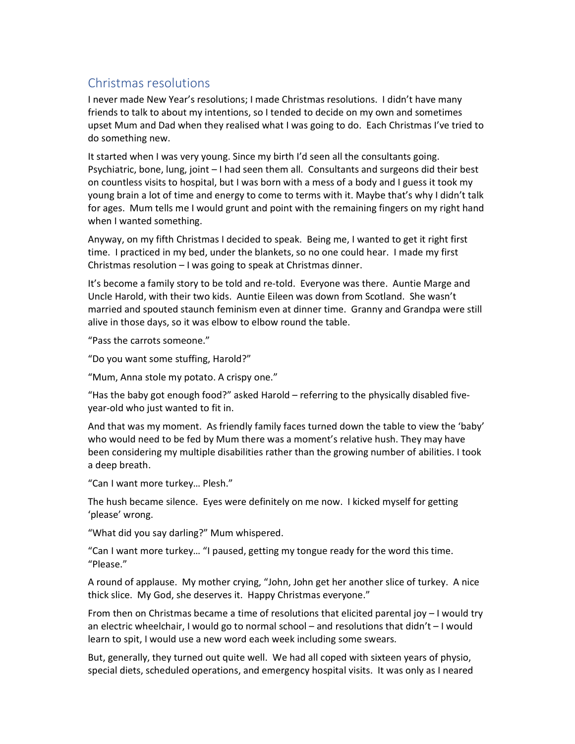## Christmas resolutions

I never made New Year's resolutions; I made Christmas resolutions. I didn't have many friends to talk to about my intentions, so I tended to decide on my own and sometimes upset Mum and Dad when they realised what I was going to do. Each Christmas I've tried to do something new.

It started when I was very young. Since my birth I'd seen all the consultants going. Psychiatric, bone, lung, joint – I had seen them all. Consultants and surgeons did their best on countless visits to hospital, but I was born with a mess of a body and I guess it took my young brain a lot of time and energy to come to terms with it. Maybe that's why I didn't talk for ages. Mum tells me I would grunt and point with the remaining fingers on my right hand when I wanted something.

Anyway, on my fifth Christmas I decided to speak. Being me, I wanted to get it right first time. I practiced in my bed, under the blankets, so no one could hear. I made my first Christmas resolution – I was going to speak at Christmas dinner.

It's become a family story to be told and re-told. Everyone was there. Auntie Marge and Uncle Harold, with their two kids. Auntie Eileen was down from Scotland. She wasn't married and spouted staunch feminism even at dinner time. Granny and Grandpa were still alive in those days, so it was elbow to elbow round the table.

"Pass the carrots someone."

"Do you want some stuffing, Harold?"

"Mum, Anna stole my potato. A crispy one."

"Has the baby got enough food?" asked Harold – referring to the physically disabled five-year-old who just wanted to fit in.

And that was my moment. As friendly family faces turned down the table to view the 'baby' who would need to be fed by Mum there was a moment's relative hush. They may have been considering my multiple disabilities rather than the growing number of abilities. I took a deep breath.

"Can I want more turkey… Plesh."

The hush became silence. Eyes were definitely on me now. I kicked myself for getting 'please' wrong.

"What did you say darling?" Mum whispered.

"Can I want more turkey… "I paused, getting my tongue ready for the word this time. "Please."

A round of applause. My mother crying, "John, John get her another slice of turkey. A nice thick slice. My God, she deserves it. Happy Christmas everyone."

From then on Christmas became a time of resolutions that elicited parental joy – I would try an electric wheelchair, I would go to normal school – and resolutions that didn't – I would learn to spit, I would use a new word each week including some swears.

But, generally, they turned out quite well. We had all coped with sixteen years of physio, special diets, scheduled operations, and emergency hospital visits. It was only as I neared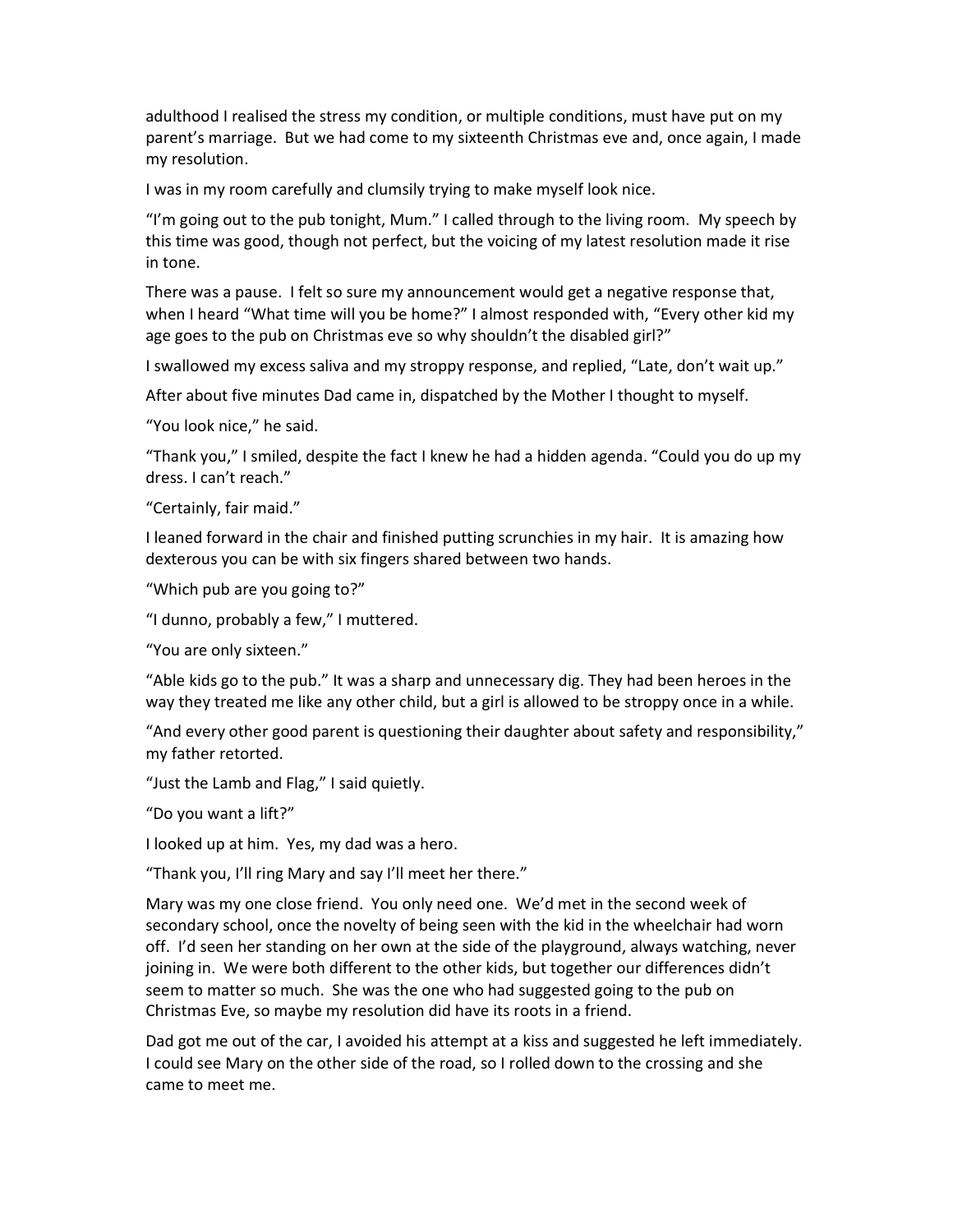adulthood I realised the stress my condition, or multiple conditions, must have put on my parent's marriage. But we had come to my sixteenth Christmas eve and, once again, I made my resolution.

I was in my room carefully and clumsily trying to make myself look nice.

"I'm going out to the pub tonight, Mum." I called through to the living room. My speech by this time was good, though not perfect, but the voicing of my latest resolution made it rise in tone.

There was a pause. I felt so sure my announcement would get a negative response that, when I heard "What time will you be home?" I almost responded with, "Every other kid my age goes to the pub on Christmas eve so why shouldn't the disabled girl?"

I swallowed my excess saliva and my stroppy response, and replied, "Late, don't wait up."

After about five minutes Dad came in, dispatched by the Mother I thought to myself.

"You look nice," he said.

"Thank you," I smiled, despite the fact I knew he had a hidden agenda. "Could you do up my dress. I can't reach."

"Certainly, fair maid."

I leaned forward in the chair and finished putting scrunchies in my hair. It is amazing how dexterous you can be with six fingers shared between two hands.

"Which pub are you going to?"

"I dunno, probably a few," I muttered.

"You are only sixteen."

"Able kids go to the pub." It was a sharp and unnecessary dig. They had been heroes in the way they treated me like any other child, but a girl is allowed to be stroppy once in a while.

"And every other good parent is questioning their daughter about safety and responsibility," my father retorted.

"Just the Lamb and Flag," I said quietly.

"Do you want a lift?"

I looked up at him. Yes, my dad was a hero.

"Thank you, I'll ring Mary and say I'll meet her there."

Mary was my one close friend. You only need one. We'd met in the second week of secondary school, once the novelty of being seen with the kid in the wheelchair had worn off. I'd seen her standing on her own at the side of the playground, always watching, never joining in. We were both different to the other kids, but together our differences didn't seem to matter so much. She was the one who had suggested going to the pub on Christmas Eve, so maybe my resolution did have its roots in a friend.

Dad got me out of the car, I avoided his attempt at a kiss and suggested he left immediately. I could see Mary on the other side of the road, so I rolled down to the crossing and she came to meet me.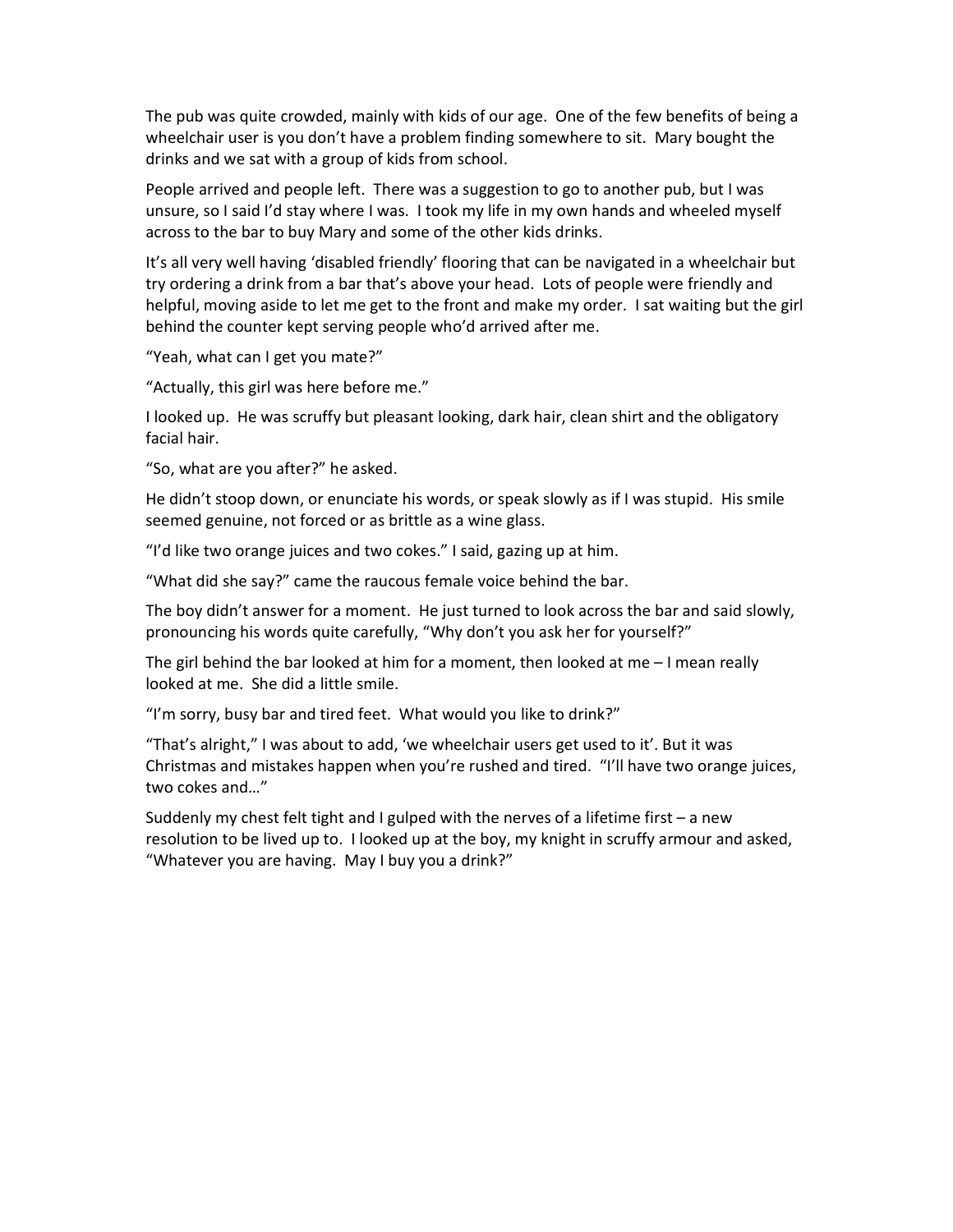The pub was quite crowded, mainly with kids of our age. One of the few benefits of being a wheelchair user is you don't have a problem finding somewhere to sit. Mary bought the drinks and we sat with a group of kids from school.

People arrived and people left. There was a suggestion to go to another pub, but I was unsure, so I said I'd stay where I was. I took my life in my own hands and wheeled myself across to the bar to buy Mary and some of the other kids drinks.

It's all very well having 'disabled friendly' flooring that can be navigated in a wheelchair but try ordering a drink from a bar that's above your head. Lots of people were friendly and helpful, moving aside to let me get to the front and make my order. I sat waiting but the girl behind the counter kept serving people who'd arrived after me.

"Yeah, what can I get you mate?"

"Actually, this girl was here before me."

I looked up. He was scruffy but pleasant looking, dark hair, clean shirt and the obligatory facial hair.

"So, what are you after?" he asked.

He didn't stoop down, or enunciate his words, or speak slowly as if I was stupid. His smile seemed genuine, not forced or as brittle as a wine glass.

"I'd like two orange juices and two cokes." I said, gazing up at him.

"What did she say?" came the raucous female voice behind the bar.

The boy didn't answer for a moment. He just turned to look across the bar and said slowly, pronouncing his words quite carefully, "Why don't you ask her for yourself?"

The girl behind the bar looked at him for a moment, then looked at me – I mean really looked at me. She did a little smile.

"I'm sorry, busy bar and tired feet. What would you like to drink?"

"That's alright," I was about to add, 'we wheelchair users get used to it'. But it was Christmas and mistakes happen when you're rushed and tired. "I'll have two orange juices, two cokes and…"

Suddenly my chest felt tight and I gulped with the nerves of a lifetime first – a new resolution to be lived up to. I looked up at the boy, my knight in scruffy armour and asked, "Whatever you are having. May I buy you a drink?"